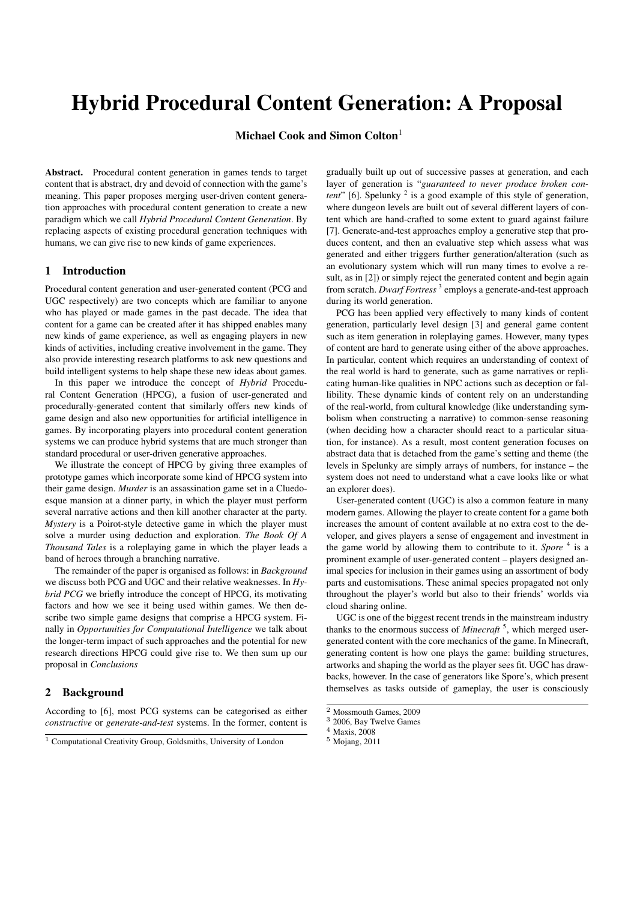# Hybrid Procedural Content Generation: A Proposal

**Michael Cook and Simon Colton**[1]

**Abstract.** Procedural content generation in games tends to target content that is abstract, dry and devoid of connection with the game's meaning. This paper proposes merging user-driven content generation approaches with procedural content generation to create a new paradigm which we call *Hybrid Procedural Content Generation*. By replacing aspects of existing procedural generation techniques with humans, we can give rise to new kinds of game experiences.

## 1 Introduction

Procedural content generation and user-generated content (PCG and UGC respectively) are two concepts which are familiar to anyone who has played or made games in the past decade. The idea that content for a game can be created after it has shipped enables many new kinds of game experience, as well as engaging players in new kinds of activities, including creative involvement in the game. They also provide interesting research platforms to ask new questions and build intelligent systems to help shape these new ideas about games.

In this paper we introduce the concept of *Hybrid* Procedural Content Generation (HPCG), a fusion of user-generated and procedurally-generated content that similarly offers new kinds of game design and also new opportunities for artificial intelligence in games. By incorporating players into procedural content generation systems we can produce hybrid systems that are much stronger than standard procedural or user-driven generative approaches.

We illustrate the concept of HPCG by giving three examples of prototype games which incorporate some kind of HPCG system into their game design. *Murder* is an assassination game set in a Cluedo-esque mansion at a dinner party, in which the player must perform several narrative actions and then kill another character at the party. *Mystery* is a Poirot-style detective game in which the player must solve a murder using deduction and exploration. *The Book Of A Thousand Tales* is a roleplaying game in which the player leads a band of heroes through a branching narrative.

The remainder of the paper is organised as follows: in *Background* we discuss both PCG and UGC and their relative weaknesses. In *Hybrid PCG* we briefly introduce the concept of HPCG, its motivating factors and how we see it being used within games. We then describe two simple game designs that comprise a HPCG system. Finally in *Opportunities for Computational Intelligence* we talk about the longer-term impact of such approaches and the potential for new research directions HPCG could give rise to. We then sum up our proposal in *Conclusions*

## 2 Background

According to [6], most PCG systems can be categorised as either *constructive* or *generate-and-test* systems. In the former, content is gradually built up out of successive passes at generation, and each layer of generation is "*guaranteed to never produce broken content*" [6]. Spelunky [2] is a good example of this style of generation, where dungeon levels are built out of several different layers of content which are hand-crafted to some extent to guard against failure [7]. Generate-and-test approaches employ a generative step that produces content, and then an evaluative step which assess what was generated and either triggers further generation/alteration (such as an evolutionary system which will run many times to evolve a result, as in [2]) or simply reject the generated content and begin again from scratch. *Dwarf Fortress* [3] employs a generate-and-test approach during its world generation.

PCG has been applied very effectively to many kinds of content generation, particularly level design [3] and general game content such as item generation in roleplaying games. However, many types of content are hard to generate using either of the above approaches. In particular, content which requires an understanding of context of the real world is hard to generate, such as game narratives or replicating human-like qualities in NPC actions such as deception or fallibility. These dynamic kinds of content rely on an understanding of the real-world, from cultural knowledge (like understanding symbolism when constructing a narrative) to common-sense reasoning (when deciding how a character should react to a particular situation, for instance). As a result, most content generation focuses on abstract data that is detached from the game's setting and theme (the levels in Spelunky are simply arrays of numbers, for instance – the system does not need to understand what a cave looks like or what an explorer does).

User-generated content (UGC) is also a common feature in many modern games. Allowing the player to create content for a game both increases the amount of content available at no extra cost to the developer, and gives players a sense of engagement and investment in the game world by allowing them to contribute to it. *Spore* [4] is a prominent example of user-generated content – players designed animal species for inclusion in their games using an assortment of body parts and customisations. These animal species propagated not only throughout the player's world but also to their friends' worlds via cloud sharing online.

UGC is one of the biggest recent trends in the mainstream industry thanks to the enormous success of *Minecraft* [5], which merged user-generated content with the core mechanics of the game. In Minecraft, generating content is how one plays the game: building structures, artworks and shaping the world as the player sees fit. UGC has drawbacks, however. In the case of generators like Spore's, which present themselves as tasks outside of gameplay, the user is consciously

[1] Computational Creativity Group, Goldsmiths, University of London

[2] Mossmouth Games, 2009

[3] 2006, Bay Twelve Games

[4] Maxis, 2008

[5] Mojang, 2011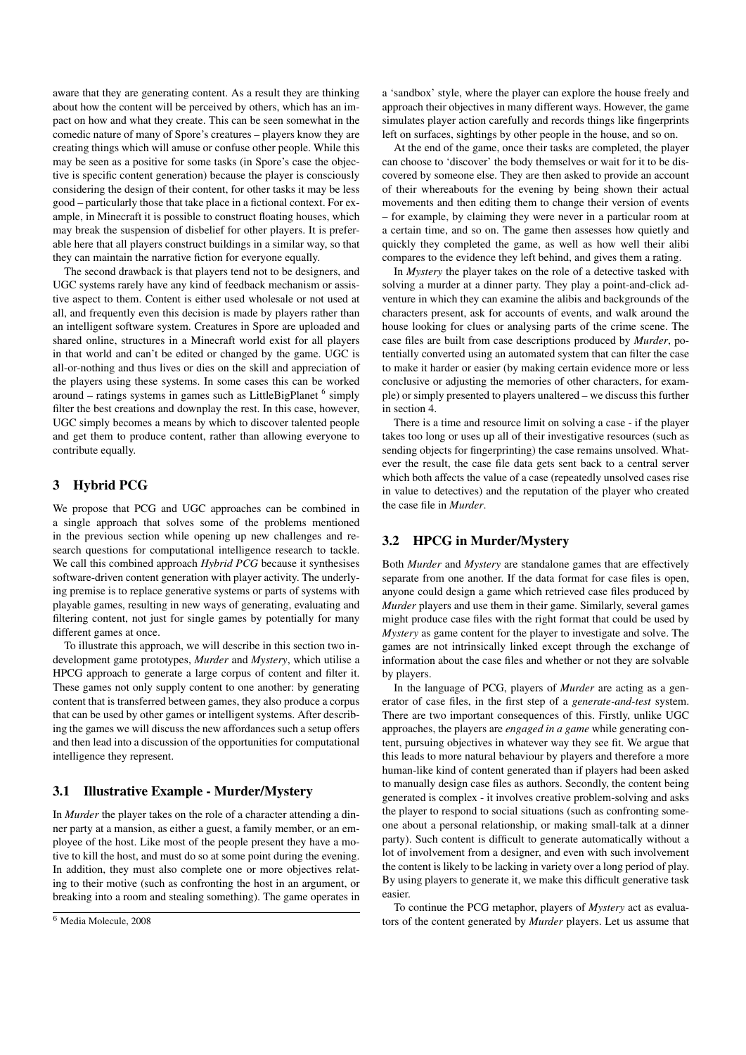aware that they are generating content. As a result they are thinking about how the content will be perceived by others, which has an impact on how and what they create. This can be seen somewhat in the comedic nature of many of Spore's creatures – players know they are creating things which will amuse or confuse other people. While this may be seen as a positive for some tasks (in Spore's case the objective is specific content generation) because the player is consciously considering the design of their content, for other tasks it may be less good – particularly those that take place in a fictional context. For example, in Minecraft it is possible to construct floating houses, which may break the suspension of disbelief for other players. It is preferable here that all players construct buildings in a similar way, so that they can maintain the narrative fiction for everyone equally.

The second drawback is that players tend not to be designers, and UGC systems rarely have any kind of feedback mechanism or assistive aspect to them. Content is either used wholesale or not used at all, and frequently even this decision is made by players rather than an intelligent software system. Creatures in Spore are uploaded and shared online, structures in a Minecraft world exist for all players in that world and can't be edited or changed by the game. UGC is all-or-nothing and thus lives or dies on the skill and appreciation of the players using these systems. In some cases this can be worked around – ratings systems in games such as LittleBigPlanet [6] simply filter the best creations and downplay the rest. In this case, however, UGC simply becomes a means by which to discover talented people and get them to produce content, rather than allowing everyone to contribute equally.

## 3 Hybrid PCG

We propose that PCG and UGC approaches can be combined in a single approach that solves some of the problems mentioned in the previous section while opening up new challenges and research questions for computational intelligence research to tackle. We call this combined approach *Hybrid PCG* because it synthesises software-driven content generation with player activity. The underlying premise is to replace generative systems or parts of systems with playable games, resulting in new ways of generating, evaluating and filtering content, not just for single games by potentially for many different games at once.

To illustrate this approach, we will describe in this section two in-development game prototypes, *Murder* and *Mystery*, which utilise a HPCG approach to generate a large corpus of content and filter it. These games not only supply content to one another: by generating content that is transferred between games, they also produce a corpus that can be used by other games or intelligent systems. After describing the games we will discuss the new affordances such a setup offers and then lead into a discussion of the opportunities for computational intelligence they represent.

### 3.1 Illustrative Example - Murder/Mystery

In *Murder* the player takes on the role of a character attending a dinner party at a mansion, as either a guest, a family member, or an employee of the host. Like most of the people present they have a motive to kill the host, and must do so at some point during the evening. In addition, they must also complete one or more objectives relating to their motive (such as confronting the host in an argument, or breaking into a room and stealing something). The game operates in a 'sandbox' style, where the player can explore the house freely and approach their objectives in many different ways. However, the game simulates player action carefully and records things like fingerprints left on surfaces, sightings by other people in the house, and so on.

At the end of the game, once their tasks are completed, the player can choose to 'discover' the body themselves or wait for it to be discovered by someone else. They are then asked to provide an account of their whereabouts for the evening by being shown their actual movements and then editing them to change their version of events – for example, by claiming they were never in a particular room at a certain time, and so on. The game then assesses how quietly and quickly they completed the game, as well as how well their alibi compares to the evidence they left behind, and gives them a rating.

In *Mystery* the player takes on the role of a detective tasked with solving a murder at a dinner party. They play a point-and-click adventure in which they can examine the alibis and backgrounds of the characters present, ask for accounts of events, and walk around the house looking for clues or analysing parts of the crime scene. The case files are built from case descriptions produced by *Murder*, potentially converted using an automated system that can filter the case to make it harder or easier (by making certain evidence more or less conclusive or adjusting the memories of other characters, for example) or simply presented to players unaltered – we discuss this further in section 4.

There is a time and resource limit on solving a case - if the player takes too long or uses up all of their investigative resources (such as sending objects for fingerprinting) the case remains unsolved. Whatever the result, the case file data gets sent back to a central server which both affects the value of a case (repeatedly unsolved cases rise in value to detectives) and the reputation of the player who created the case file in *Murder*.

### 3.2 HPCG in Murder/Mystery

Both *Murder* and *Mystery* are standalone games that are effectively separate from one another. If the data format for case files is open, anyone could design a game which retrieved case files produced by *Murder* players and use them in their game. Similarly, several games might produce case files with the right format that could be used by *Mystery* as game content for the player to investigate and solve. The games are not intrinsically linked except through the exchange of information about the case files and whether or not they are solvable by players.

In the language of PCG, players of *Murder* are acting as a generator of case files, in the first step of a *generate-and-test* system. There are two important consequences of this. Firstly, unlike UGC approaches, the players are *engaged in a game* while generating content, pursuing objectives in whatever way they see fit. We argue that this leads to more natural behaviour by players and therefore a more human-like kind of content generated than if players had been asked to manually design case files as authors. Secondly, the content being generated is complex - it involves creative problem-solving and asks the player to respond to social situations (such as confronting someone about a personal relationship, or making small-talk at a dinner party). Such content is difficult to generate automatically without a lot of involvement from a designer, and even with such involvement the content is likely to be lacking in variety over a long period of play. By using players to generate it, we make this difficult generative task easier.

To continue the PCG metaphor, players of *Mystery* act as evaluators of the content generated by *Murder* players. Let us assume that

[6] Media Molecule, 2008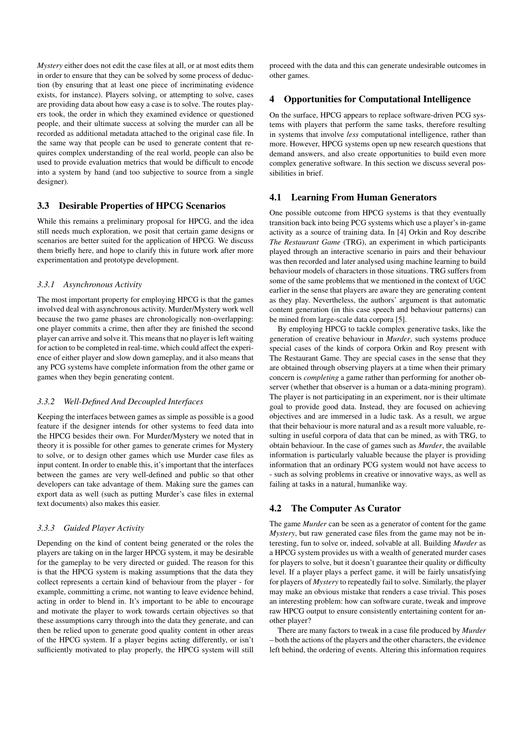*Mystery* either does not edit the case files at all, or at most edits them in order to ensure that they can be solved by some process of deduction (by ensuring that at least one piece of incriminating evidence exists, for instance). Players solving, or attempting to solve, cases are providing data about how easy a case is to solve. The routes players took, the order in which they examined evidence or questioned people, and their ultimate success at solving the murder can all be recorded as additional metadata attached to the original case file. In the same way that people can be used to generate content that requires complex understanding of the real world, people can also be used to provide evaluation metrics that would be difficult to encode into a system by hand (and too subjective to source from a single designer).

### 3.3 Desirable Properties of HPCG Scenarios

While this remains a preliminary proposal for HPCG, and the idea still needs much exploration, we posit that certain game designs or scenarios are better suited for the application of HPCG. We discuss them briefly here, and hope to clarify this in future work after more experimentation and prototype development.

#### *3.3.1 Asynchronous Activity*

The most important property for employing HPCG is that the games involved deal with asynchronous activity. Murder/Mystery work well because the two game phases are chronologically non-overlapping: one player commits a crime, then after they are finished the second player can arrive and solve it. This means that no player is left waiting for action to be completed in real-time, which could affect the experience of either player and slow down gameplay, and it also means that any PCG systems have complete information from the other game or games when they begin generating content.

#### *3.3.2 Well-Defined And Decoupled Interfaces*

Keeping the interfaces between games as simple as possible is a good feature if the designer intends for other systems to feed data into the HPCG besides their own. For Murder/Mystery we noted that in theory it is possible for other games to generate crimes for Mystery to solve, or to design other games which use Murder case files as input content. In order to enable this, it's important that the interfaces between the games are very well-defined and public so that other developers can take advantage of them. Making sure the games can export data as well (such as putting Murder's case files in external text documents) also makes this easier.

#### *3.3.3 Guided Player Activity*

Depending on the kind of content being generated or the roles the players are taking on in the larger HPCG system, it may be desirable for the gameplay to be very directed or guided. The reason for this is that the HPCG system is making assumptions that the data they collect represents a certain kind of behaviour from the player - for example, committing a crime, not wanting to leave evidence behind, acting in order to blend in. It's important to be able to encourage and motivate the player to work towards certain objectives so that these assumptions carry through into the data they generate, and can then be relied upon to generate good quality content in other areas of the HPCG system. If a player begins acting differently, or isn't sufficiently motivated to play properly, the HPCG system will still proceed with the data and this can generate undesirable outcomes in other games.

## 4 Opportunities for Computational Intelligence

On the surface, HPCG appears to replace software-driven PCG systems with players that perform the same tasks, therefore resulting in systems that involve *less* computational intelligence, rather than more. However, HPCG systems open up new research questions that demand answers, and also create opportunities to build even more complex generative software. In this section we discuss several possibilities in brief.

### 4.1 Learning From Human Generators

One possible outcome from HPCG systems is that they eventually transition back into being PCG systems which use a player's in-game activity as a source of training data. In [4] Orkin and Roy describe *The Restaurant Game* (TRG), an experiment in which participants played through an interactive scenario in pairs and their behaviour was then recorded and later analysed using machine learning to build behaviour models of characters in those situations. TRG suffers from some of the same problems that we mentioned in the context of UGC earlier in the sense that players are aware they are generating content as they play. Nevertheless, the authors' argument is that automatic content generation (in this case speech and behaviour patterns) can be mined from large-scale data corpora [5].

By employing HPCG to tackle complex generative tasks, like the generation of creative behaviour in *Murder*, such systems produce special cases of the kinds of corpora Orkin and Roy present with The Restaurant Game. They are special cases in the sense that they are obtained through observing players at a time when their primary concern is *completing* a game rather than performing for another observer (whether that observer is a human or a data-mining program). The player is not participating in an experiment, nor is their ultimate goal to provide good data. Instead, they are focused on achieving objectives and are immersed in a ludic task. As a result, we argue that their behaviour is more natural and as a result more valuable, resulting in useful corpora of data that can be mined, as with TRG, to obtain behaviour. In the case of games such as *Murder*, the available information is particularly valuable because the player is providing information that an ordinary PCG system would not have access to - such as solving problems in creative or innovative ways, as well as failing at tasks in a natural, humanlike way.

### 4.2 The Computer As Curator

The game *Murder* can be seen as a generator of content for the game *Mystery*, but raw generated case files from the game may not be interesting, fun to solve or, indeed, solvable at all. Building *Murder* as a HPCG system provides us with a wealth of generated murder cases for players to solve, but it doesn't guarantee their quality or difficulty level. If a player plays a perfect game, it will be fairly unsatisfying for players of *Mystery* to repeatedly fail to solve. Similarly, the player may make an obvious mistake that renders a case trivial. This poses an interesting problem: how can software curate, tweak and improve raw HPCG output to ensure consistently entertaining content for another player?

There are many factors to tweak in a case file produced by *Murder* – both the actions of the players and the other characters, the evidence left behind, the ordering of events. Altering this information requires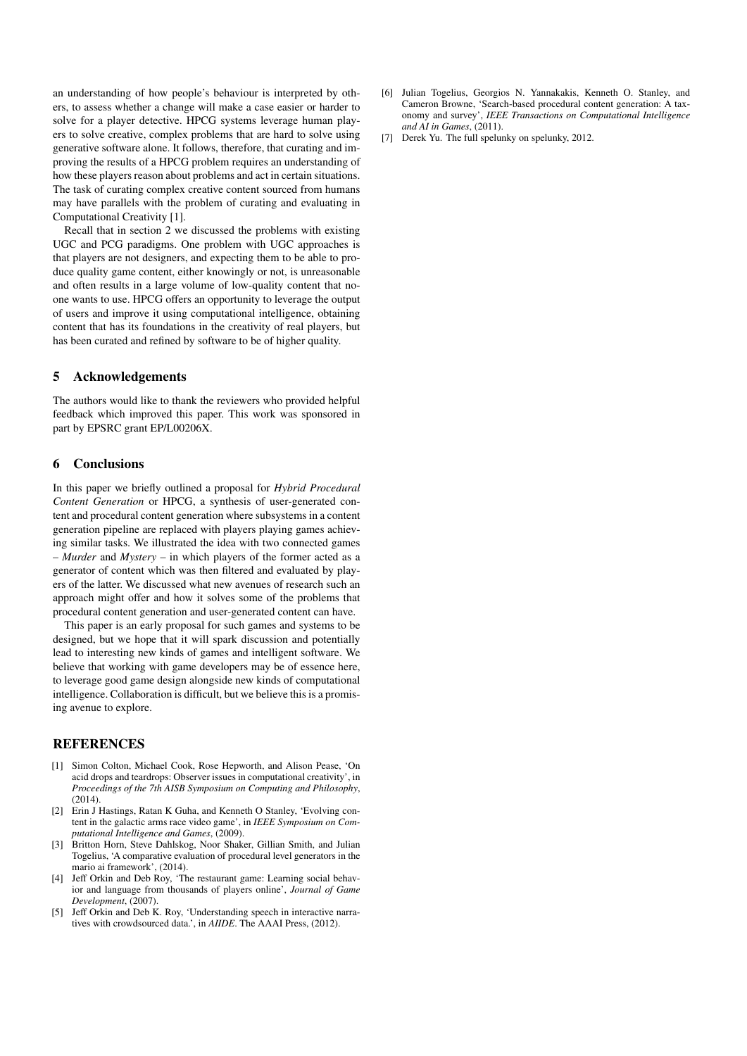an understanding of how people's behaviour is interpreted by others, to assess whether a change will make a case easier or harder to solve for a player detective. HPCG systems leverage human players to solve creative, complex problems that are hard to solve using generative software alone. It follows, therefore, that curating and improving the results of a HPCG problem requires an understanding of how these players reason about problems and act in certain situations. The task of curating complex creative content sourced from humans may have parallels with the problem of curating and evaluating in Computational Creativity [1].

Recall that in section 2 we discussed the problems with existing UGC and PCG paradigms. One problem with UGC approaches is that players are not designers, and expecting them to be able to produce quality game content, either knowingly or not, is unreasonable and often results in a large volume of low-quality content that noone wants to use. HPCG offers an opportunity to leverage the output of users and improve it using computational intelligence, obtaining content that has its foundations in the creativity of real players, but has been curated and refined by software to be of higher quality.

## 5 Acknowledgements

The authors would like to thank the reviewers who provided helpful feedback which improved this paper. This work was sponsored in part by EPSRC grant EP/L00206X.

## 6 Conclusions

In this paper we briefly outlined a proposal for *Hybrid Procedural Content Generation* or HPCG, a synthesis of user-generated content and procedural content generation where subsystems in a content generation pipeline are replaced with players playing games achieving similar tasks. We illustrated the idea with two connected games – *Murder* and *Mystery* – in which players of the former acted as a generator of content which was then filtered and evaluated by players of the latter. We discussed what new avenues of research such an approach might offer and how it solves some of the problems that procedural content generation and user-generated content can have.

This paper is an early proposal for such games and systems to be designed, but we hope that it will spark discussion and potentially lead to interesting new kinds of games and intelligent software. We believe that working with game developers may be of essence here, to leverage good game design alongside new kinds of computational intelligence. Collaboration is difficult, but we believe this is a promising avenue to explore.

## REFERENCES

[1] Simon Colton, Michael Cook, Rose Hepworth, and Alison Pease, 'On acid drops and teardrops: Observer issues in computational creativity', in *Proceedings of the 7th AISB Symposium on Computing and Philosophy*, (2014).

[2] Erin J Hastings, Ratan K Guha, and Kenneth O Stanley, 'Evolving content in the galactic arms race video game', in *IEEE Symposium on Computational Intelligence and Games*, (2009).

[3] Britton Horn, Steve Dahlskog, Noor Shaker, Gillian Smith, and Julian Togelius, 'A comparative evaluation of procedural level generators in the mario ai framework', (2014).

[4] Jeff Orkin and Deb Roy, 'The restaurant game: Learning social behavior and language from thousands of players online', *Journal of Game Development*, (2007).

[5] Jeff Orkin and Deb K. Roy, 'Understanding speech in interactive narratives with crowdsourced data.', in *AIIDE*. The AAAI Press, (2012).

[6] Julian Togelius, Georgios N. Yannakakis, Kenneth O. Stanley, and Cameron Browne, 'Search-based procedural content generation: A taxonomy and survey', *IEEE Transactions on Computational Intelligence and AI in Games*, (2011).

[7] Derek Yu. The full spelunky on spelunky, 2012.